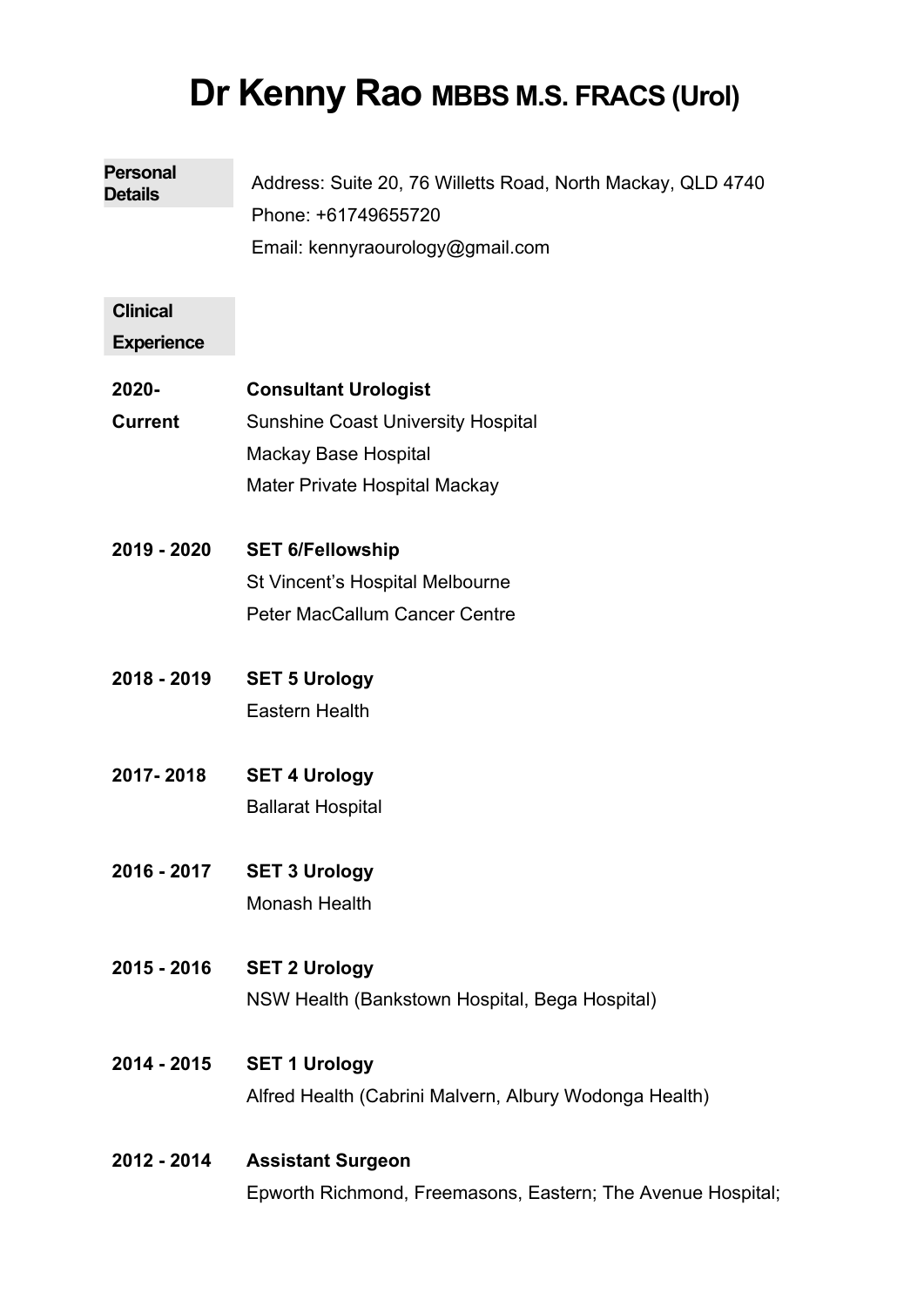# Dr Kenny Rao MBBS M.S. FRACS (Urol)

## Personal Details

Address: Suite 20, 76 Willetts Road, North Mackay, QLD 4740

Phone: +61749655720

Email: kennyraourology@gmail.com

## Clinical Experience

**2020-Current** **Consultant Urologist**
Sunshine Coast University Hospital
Mackay Base Hospital
Mater Private Hospital Mackay

**2019 - 2020** **SET 6/Fellowship**
St Vincent's Hospital Melbourne
Peter MacCallum Cancer Centre

**2018 - 2019** **SET 5 Urology**
Eastern Health

**2017- 2018** **SET 4 Urology**
Ballarat Hospital

**2016 - 2017** **SET 3 Urology**
Monash Health

**2015 - 2016** **SET 2 Urology**
NSW Health (Bankstown Hospital, Bega Hospital)

**2014 - 2015** **SET 1 Urology**
Alfred Health (Cabrini Malvern, Albury Wodonga Health)

**2012 - 2014** **Assistant Surgeon**
Epworth Richmond, Freemasons, Eastern; The Avenue Hospital;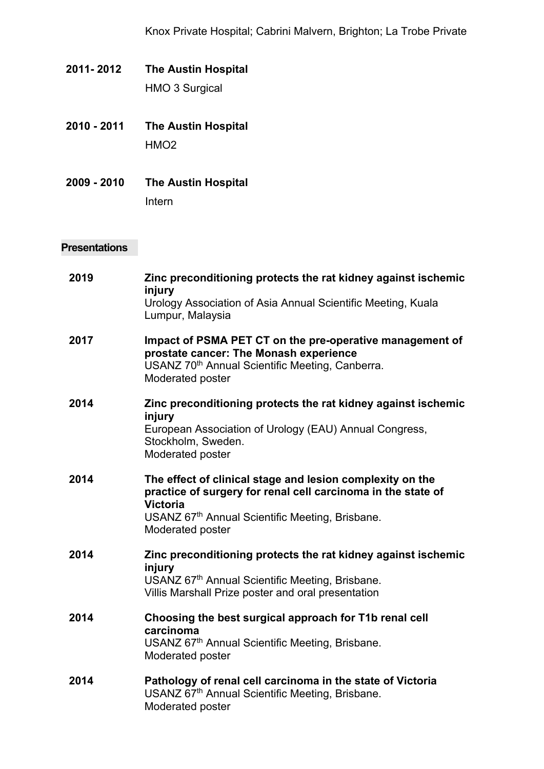Knox Private Hospital; Cabrini Malvern, Brighton; La Trobe Private

**2011- 2012** **The Austin Hospital**
HMO 3 Surgical

**2010 - 2011** **The Austin Hospital**
HMO2

**2009 - 2010** **The Austin Hospital**
Intern

## Presentations

**2019** **Zinc preconditioning protects the rat kidney against ischemic injury**
Urology Association of Asia Annual Scientific Meeting, Kuala Lumpur, Malaysia

**2017** **Impact of PSMA PET CT on the pre-operative management of prostate cancer: The Monash experience**
USANZ 70th Annual Scientific Meeting, Canberra.
Moderated poster

**2014** **Zinc preconditioning protects the rat kidney against ischemic injury**
European Association of Urology (EAU) Annual Congress, Stockholm, Sweden.
Moderated poster

**2014** **The effect of clinical stage and lesion complexity on the practice of surgery for renal cell carcinoma in the state of Victoria**
USANZ 67th Annual Scientific Meeting, Brisbane.
Moderated poster

**2014** **Zinc preconditioning protects the rat kidney against ischemic injury**
USANZ 67th Annual Scientific Meeting, Brisbane.
Villis Marshall Prize poster and oral presentation

**2014** **Choosing the best surgical approach for T1b renal cell carcinoma**
USANZ 67th Annual Scientific Meeting, Brisbane.
Moderated poster

**2014** **Pathology of renal cell carcinoma in the state of Victoria**
USANZ 67th Annual Scientific Meeting, Brisbane.
Moderated poster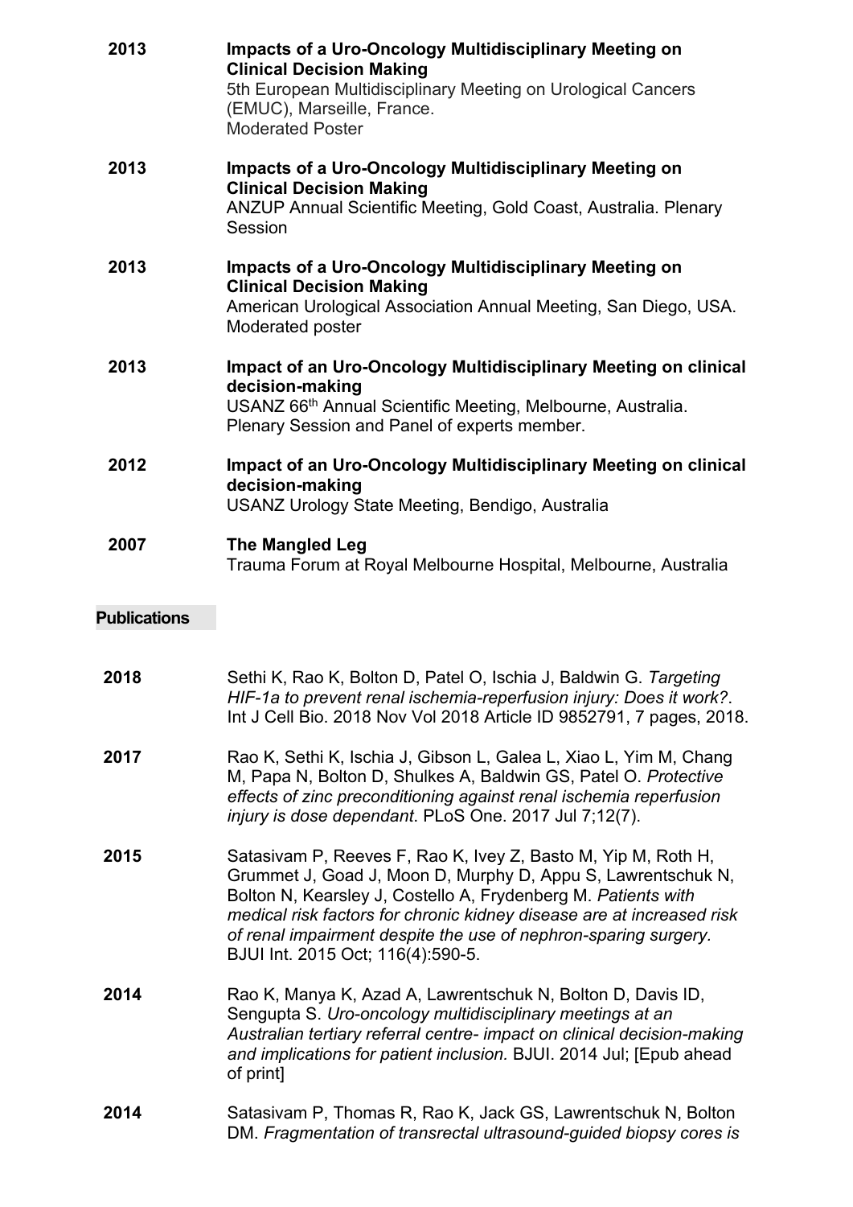**2013** **Impacts of a Uro-Oncology Multidisciplinary Meeting on Clinical Decision Making**
5th European Multidisciplinary Meeting on Urological Cancers (EMUC), Marseille, France.
Moderated Poster

**2013** **Impacts of a Uro-Oncology Multidisciplinary Meeting on Clinical Decision Making**
ANZUP Annual Scientific Meeting, Gold Coast, Australia. Plenary Session

**2013** **Impacts of a Uro-Oncology Multidisciplinary Meeting on Clinical Decision Making**
American Urological Association Annual Meeting, San Diego, USA. Moderated poster

**2013** **Impact of an Uro-Oncology Multidisciplinary Meeting on clinical decision-making**
USANZ 66th Annual Scientific Meeting, Melbourne, Australia. Plenary Session and Panel of experts member.

**2012** **Impact of an Uro-Oncology Multidisciplinary Meeting on clinical decision-making**
USANZ Urology State Meeting, Bendigo, Australia

**2007** **The Mangled Leg**
Trauma Forum at Royal Melbourne Hospital, Melbourne, Australia

## Publications

**2018** Sethi K, Rao K, Bolton D, Patel O, Ischia J, Baldwin G. *Targeting HIF-1a to prevent renal ischemia-reperfusion injury: Does it work?*. Int J Cell Bio. 2018 Nov Vol 2018 Article ID 9852791, 7 pages, 2018.

**2017** Rao K, Sethi K, Ischia J, Gibson L, Galea L, Xiao L, Yim M, Chang M, Papa N, Bolton D, Shulkes A, Baldwin GS, Patel O. *Protective effects of zinc preconditioning against renal ischemia reperfusion injury is dose dependant*. PLoS One. 2017 Jul 7;12(7).

**2015** Satasivam P, Reeves F, Rao K, Ivey Z, Basto M, Yip M, Roth H, Grummet J, Goad J, Moon D, Murphy D, Appu S, Lawrentschuk N, Bolton N, Kearsley J, Costello A, Frydenberg M. *Patients with medical risk factors for chronic kidney disease are at increased risk of renal impairment despite the use of nephron-sparing surgery.* BJUI Int. 2015 Oct; 116(4):590-5.

**2014** Rao K, Manya K, Azad A, Lawrentschuk N, Bolton D, Davis ID, Sengupta S. *Uro-oncology multidisciplinary meetings at an Australian tertiary referral centre- impact on clinical decision-making and implications for patient inclusion.* BJUI. 2014 Jul; [Epub ahead of print]

**2014** Satasivam P, Thomas R, Rao K, Jack GS, Lawrentschuk N, Bolton DM. *Fragmentation of transrectal ultrasound-guided biopsy cores is*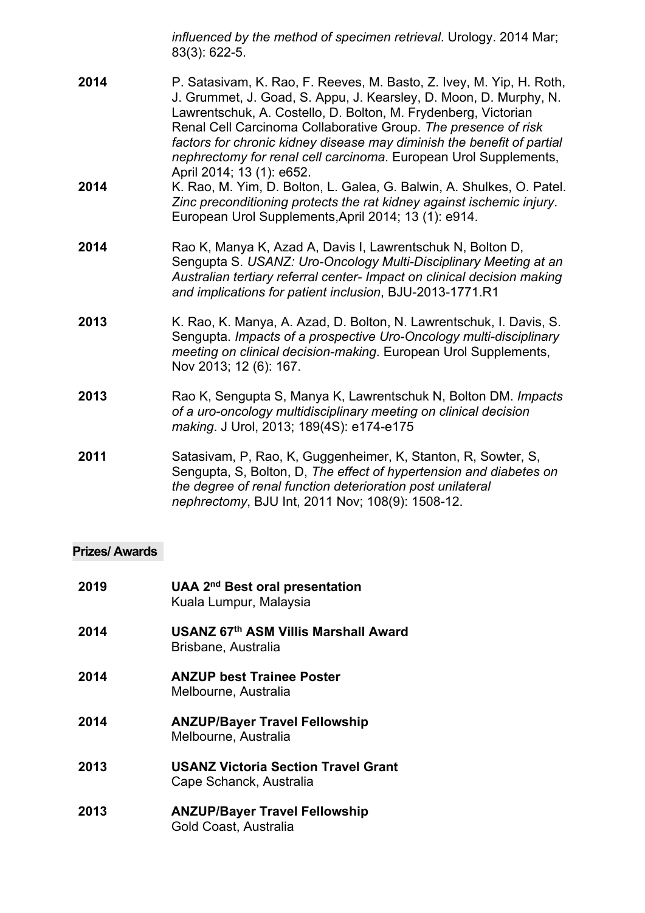*influenced by the method of specimen retrieval*. Urology. 2014 Mar; 83(3): 622-5.

**2014** P. Satasivam, K. Rao, F. Reeves, M. Basto, Z. Ivey, M. Yip, H. Roth, J. Grummet, J. Goad, S. Appu, J. Kearsley, D. Moon, D. Murphy, N. Lawrentschuk, A. Costello, D. Bolton, M. Frydenberg, Victorian Renal Cell Carcinoma Collaborative Group. *The presence of risk factors for chronic kidney disease may diminish the benefit of partial nephrectomy for renal cell carcinoma*. European Urol Supplements, April 2014; 13 (1): e652.

**2014** K. Rao, M. Yim, D. Bolton, L. Galea, G. Balwin, A. Shulkes, O. Patel. *Zinc preconditioning protects the rat kidney against ischemic injury*. European Urol Supplements,April 2014; 13 (1): e914.

**2014** Rao K, Manya K, Azad A, Davis I, Lawrentschuk N, Bolton D, Sengupta S. *USANZ: Uro-Oncology Multi-Disciplinary Meeting at an Australian tertiary referral center- Impact on clinical decision making and implications for patient inclusion*, BJU-2013-1771.R1

**2013** K. Rao, K. Manya, A. Azad, D. Bolton, N. Lawrentschuk, I. Davis, S. Sengupta. *Impacts of a prospective Uro-Oncology multi-disciplinary meeting on clinical decision-making*. European Urol Supplements, Nov 2013; 12 (6): 167.

**2013** Rao K, Sengupta S, Manya K, Lawrentschuk N, Bolton DM. *Impacts of a uro-oncology multidisciplinary meeting on clinical decision making*. J Urol, 2013; 189(4S): e174-e175

**2011** Satasivam, P, Rao, K, Guggenheimer, K, Stanton, R, Sowter, S, Sengupta, S, Bolton, D, *The effect of hypertension and diabetes on the degree of renal function deterioration post unilateral nephrectomy*, BJU Int, 2011 Nov; 108(9): 1508-12.

## Prizes/ Awards

**2019** **UAA 2nd Best oral presentation**
Kuala Lumpur, Malaysia

**2014** **USANZ 67th ASM Villis Marshall Award**
Brisbane, Australia

**2014** **ANZUP best Trainee Poster**
Melbourne, Australia

**2014** **ANZUP/Bayer Travel Fellowship**
Melbourne, Australia

**2013** **USANZ Victoria Section Travel Grant**
Cape Schanck, Australia

**2013** **ANZUP/Bayer Travel Fellowship**
Gold Coast, Australia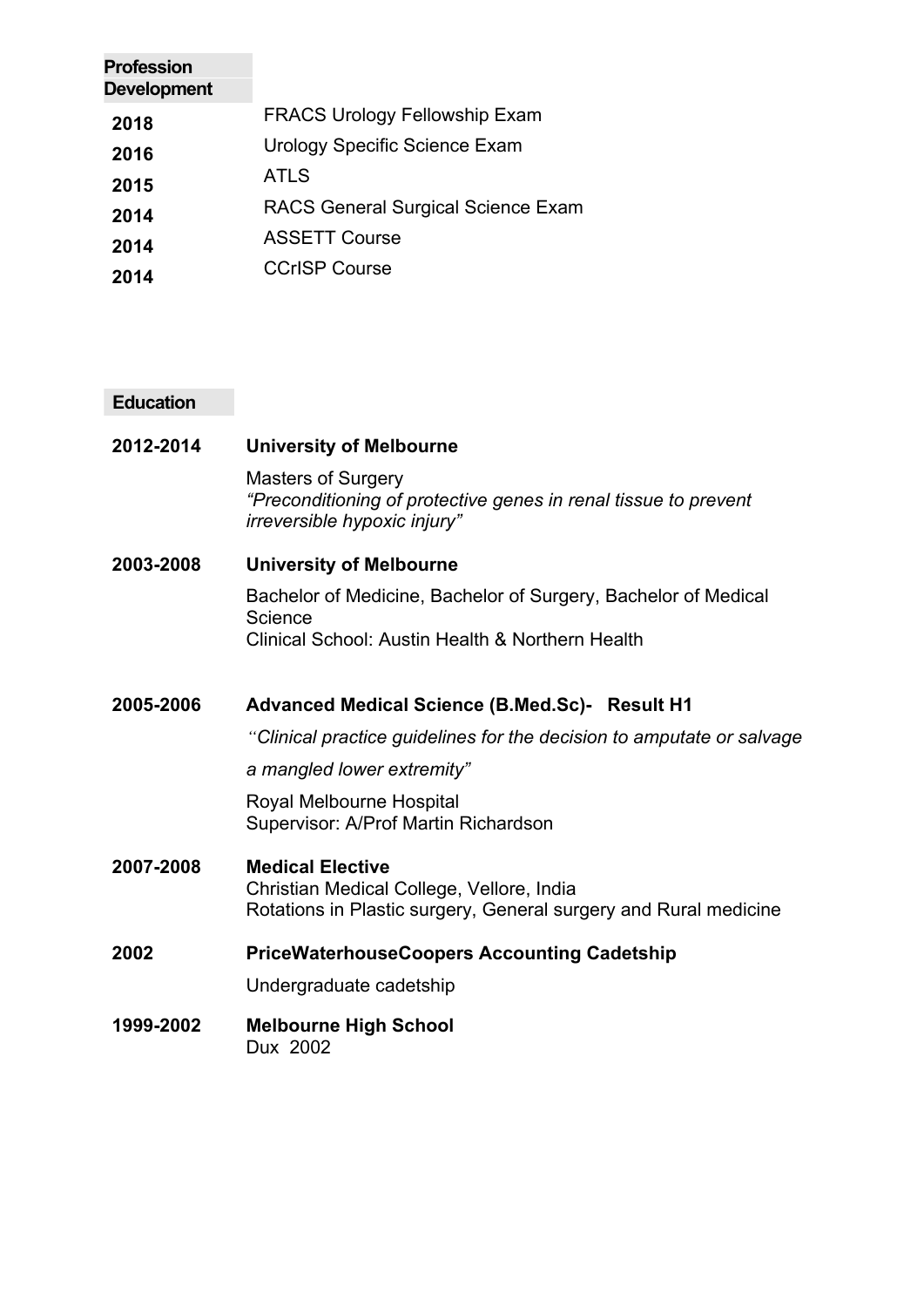## Profession Development

| | |
|---|---|
| **2018** | FRACS Urology Fellowship Exam |
| **2016** | Urology Specific Science Exam |
| **2015** | ATLS |
| **2014** | RACS General Surgical Science Exam |
| **2014** | ASSETT Course |
| **2014** | CCrISP Course |

## Education

**2012-2014** **University of Melbourne**

Masters of Surgery
*"Preconditioning of protective genes in renal tissue to prevent irreversible hypoxic injury"*

**2003-2008** **University of Melbourne**

Bachelor of Medicine, Bachelor of Surgery, Bachelor of Medical Science
Clinical School: Austin Health & Northern Health

**2005-2006** **Advanced Medical Science (B.Med.Sc)- Result H1**

*"Clinical practice guidelines for the decision to amputate or salvage a mangled lower extremity"*

Royal Melbourne Hospital
Supervisor: A/Prof Martin Richardson

**2007-2008** **Medical Elective**
Christian Medical College, Vellore, India
Rotations in Plastic surgery, General surgery and Rural medicine

**2002** **PriceWaterhouseCoopers Accounting Cadetship**

Undergraduate cadetship

**1999-2002** **Melbourne High School**
Dux 2002